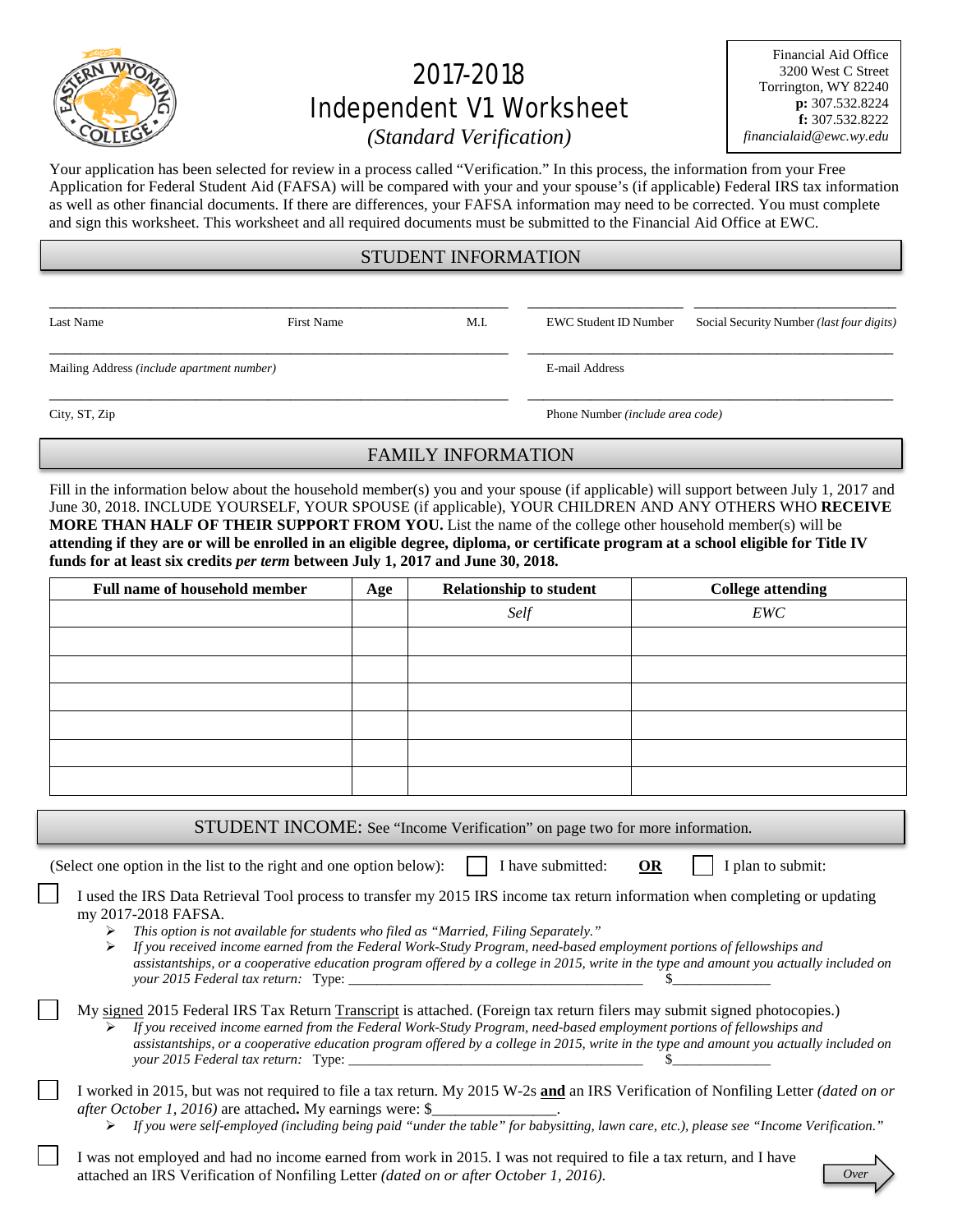# 2017-2018 Independent V1 Worksheet

*(Standard Verification)*

Financial Aid Office
3200 West C Street
Torrington, WY 82240
**p:** 307.532.8224
**f:** 307.532.8222
*financialaid@ewc.wy.edu*

Your application has been selected for review in a process called "Verification." In this process, the information from your Free Application for Federal Student Aid (FAFSA) will be compared with your and your spouse's (if applicable) Federal IRS tax information as well as other financial documents. If there are differences, your FAFSA information may need to be corrected. You must complete and sign this worksheet. This worksheet and all required documents must be submitted to the Financial Aid Office at EWC.

## STUDENT INFORMATION

Last Name ________ First Name ________ M.I. ____ EWC Student ID Number ________ Social Security Number *(last four digits)* ________

Mailing Address *(include apartment number)* ________________ E-mail Address ________________

City, ST, Zip ________________ Phone Number *(include area code)* ________________

## FAMILY INFORMATION

Fill in the information below about the household member(s) you and your spouse (if applicable) will support between July 1, 2017 and June 30, 2018. INCLUDE YOURSELF, YOUR SPOUSE (if applicable), YOUR CHILDREN AND ANY OTHERS WHO **RECEIVE MORE THAN HALF OF THEIR SUPPORT FROM YOU.** List the name of the college other household member(s) will be **attending if they are or will be enrolled in an eligible degree, diploma, or certificate program at a school eligible for Title IV funds for at least six credits *per term* between July 1, 2017 and June 30, 2018.**

| Full name of household member | Age | Relationship to student | College attending |
|---|---|---|---|
| | | *Self* | *EWC* |
| | | | |
| | | | |
| | | | |
| | | | |
| | | | |
| | | | |

## STUDENT INCOME: See "Income Verification" on page two for more information.

(Select one option in the list to the right and one option below): ☐ I have submitted: **OR** ☐ I plan to submit:

☐ I used the IRS Data Retrieval Tool process to transfer my 2015 IRS income tax return information when completing or updating my 2017-2018 FAFSA.
- *This option is not available for students who filed as "Married, Filing Separately."*
- *If you received income earned from the Federal Work-Study Program, need-based employment portions of fellowships and assistantships, or a cooperative education program offered by a college in 2015, write in the type and amount you actually included on your 2015 Federal tax return:* Type: ________________ $__________

☐ My signed 2015 Federal IRS Tax Return Transcript is attached. (Foreign tax return filers may submit signed photocopies.)
- *If you received income earned from the Federal Work-Study Program, need-based employment portions of fellowships and assistantships, or a cooperative education program offered by a college in 2015, write in the type and amount you actually included on your 2015 Federal tax return:* Type: ________________ $__________

☐ I worked in 2015, but was not required to file a tax return. My 2015 W-2s **and** an IRS Verification of Nonfiling Letter *(dated on or after October 1, 2016)* are attached**.** My earnings were: $______________.
- *If you were self-employed (including being paid "under the table" for babysitting, lawn care, etc.), please see "Income Verification."*

☐ I was not employed and had no income earned from work in 2015. I was not required to file a tax return, and I have attached an IRS Verification of Nonfiling Letter *(dated on or after October 1, 2016).*

*Over*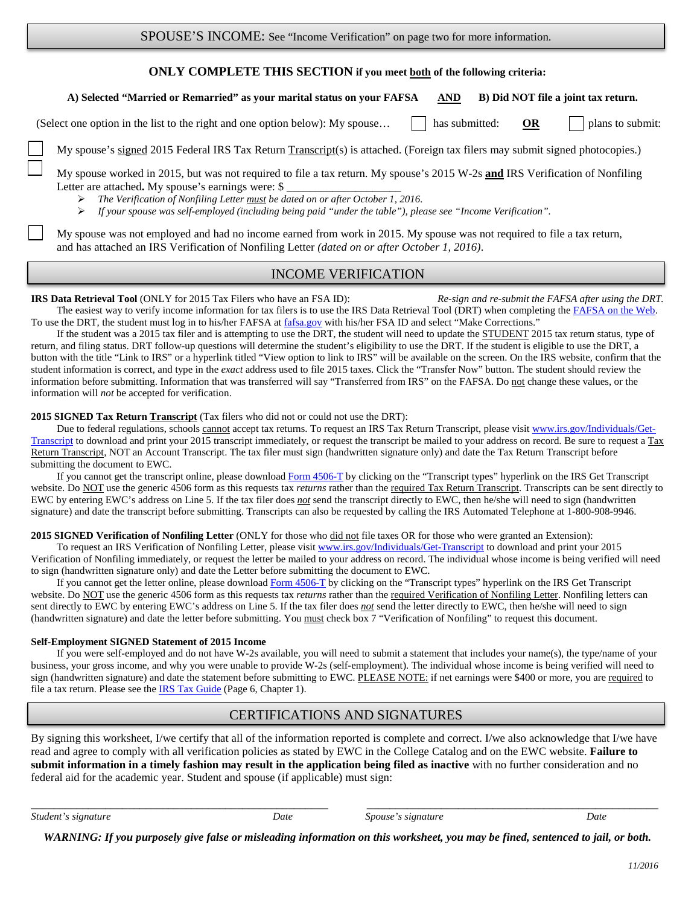## SPOUSE'S INCOME: See "Income Verification" on page two for more information.

**ONLY COMPLETE THIS SECTION if you meet both of the following criteria:**

**A) Selected "Married or Remarried" as your marital status on your FAFSA AND B) Did NOT file a joint tax return.**

(Select one option in the list to the right and one option below): My spouse… ☐ has submitted: **OR** ☐ plans to submit:

☐ My spouse's signed 2015 Federal IRS Tax Return Transcript(s) is attached. (Foreign tax filers may submit signed photocopies.)

☐ My spouse worked in 2015, but was not required to file a tax return. My spouse's 2015 W-2s **and** IRS Verification of Nonfiling Letter are attached**.** My spouse's earnings were: $ ___________________

- *The Verification of Nonfiling Letter must be dated on or after October 1, 2016.*
- *If your spouse was self-employed (including being paid "under the table"), please see "Income Verification".*

☐ My spouse was not employed and had no income earned from work in 2015. My spouse was not required to file a tax return, and has attached an IRS Verification of Nonfiling Letter *(dated on or after October 1, 2016)*.

## INCOME VERIFICATION

**IRS Data Retrieval Tool** (ONLY for 2015 Tax Filers who have an FSA ID): *Re-sign and re-submit the FAFSA after using the DRT.*

The easiest way to verify income information for tax filers is to use the IRS Data Retrieval Tool (DRT) when completing the FAFSA on the Web. To use the DRT, the student must log in to his/her FAFSA at fafsa.gov with his/her FSA ID and select "Make Corrections."

If the student was a 2015 tax filer and is attempting to use the DRT, the student will need to update the STUDENT 2015 tax return status, type of return, and filing status. DRT follow-up questions will determine the student's eligibility to use the DRT. If the student is eligible to use the DRT, a button with the title "Link to IRS" or a hyperlink titled "View option to link to IRS" will be available on the screen. On the IRS website, confirm that the student information is correct, and type in the *exact* address used to file 2015 taxes. Click the "Transfer Now" button. The student should review the information before submitting. Information that was transferred will say "Transferred from IRS" on the FAFSA. Do not change these values, or the information will *not* be accepted for verification.

**2015 SIGNED Tax Return Transcript** (Tax filers who did not or could not use the DRT):

Due to federal regulations, schools cannot accept tax returns. To request an IRS Tax Return Transcript, please visit www.irs.gov/Individuals/Get-Transcript to download and print your 2015 transcript immediately, or request the transcript be mailed to your address on record. Be sure to request a Tax Return Transcript, NOT an Account Transcript. The tax filer must sign (handwritten signature only) and date the Tax Return Transcript before submitting the document to EWC.

If you cannot get the transcript online, please download Form 4506-T by clicking on the "Transcript types" hyperlink on the IRS Get Transcript website. Do NOT use the generic 4506 form as this requests tax *returns* rather than the required Tax Return Transcript. Transcripts can be sent directly to EWC by entering EWC's address on Line 5. If the tax filer does *not* send the transcript directly to EWC, then he/she will need to sign (handwritten signature) and date the transcript before submitting. Transcripts can also be requested by calling the IRS Automated Telephone at 1-800-908-9946.

**2015 SIGNED Verification of Nonfiling Letter** (ONLY for those who did not file taxes OR for those who were granted an Extension):

To request an IRS Verification of Nonfiling Letter, please visit www.irs.gov/Individuals/Get-Transcript to download and print your 2015 Verification of Nonfiling immediately, or request the letter be mailed to your address on record. The individual whose income is being verified will need to sign (handwritten signature only) and date the Letter before submitting the document to EWC.

If you cannot get the letter online, please download Form 4506-T by clicking on the "Transcript types" hyperlink on the IRS Get Transcript website. Do NOT use the generic 4506 form as this requests tax *returns* rather than the required Verification of Nonfiling Letter. Nonfiling letters can sent directly to EWC by entering EWC's address on Line 5. If the tax filer does *not* send the letter directly to EWC, then he/she will need to sign (handwritten signature) and date the letter before submitting. You must check box 7 "Verification of Nonfiling" to request this document.

**Self-Employment SIGNED Statement of 2015 Income**

If you were self-employed and do not have W-2s available, you will need to submit a statement that includes your name(s), the type/name of your business, your gross income, and why you were unable to provide W-2s (self-employment). The individual whose income is being verified will need to sign (handwritten signature) and date the statement before submitting to EWC. PLEASE NOTE: if net earnings were $400 or more, you are required to file a tax return. Please see the IRS Tax Guide (Page 6, Chapter 1).

## CERTIFICATIONS AND SIGNATURES

By signing this worksheet, I/we certify that all of the information reported is complete and correct. I/we also acknowledge that I/we have read and agree to comply with all verification policies as stated by EWC in the College Catalog and on the EWC website. **Failure to submit information in a timely fashion may result in the application being filed as inactive** with no further consideration and no federal aid for the academic year. Student and spouse (if applicable) must sign:

| | | | |
|---|---|---|---|
| *Student's signature* | *Date* | *Spouse's signature* | *Date* |

***WARNING: If you purposely give false or misleading information on this worksheet, you may be fined, sentenced to jail, or both.***

*11/2016*